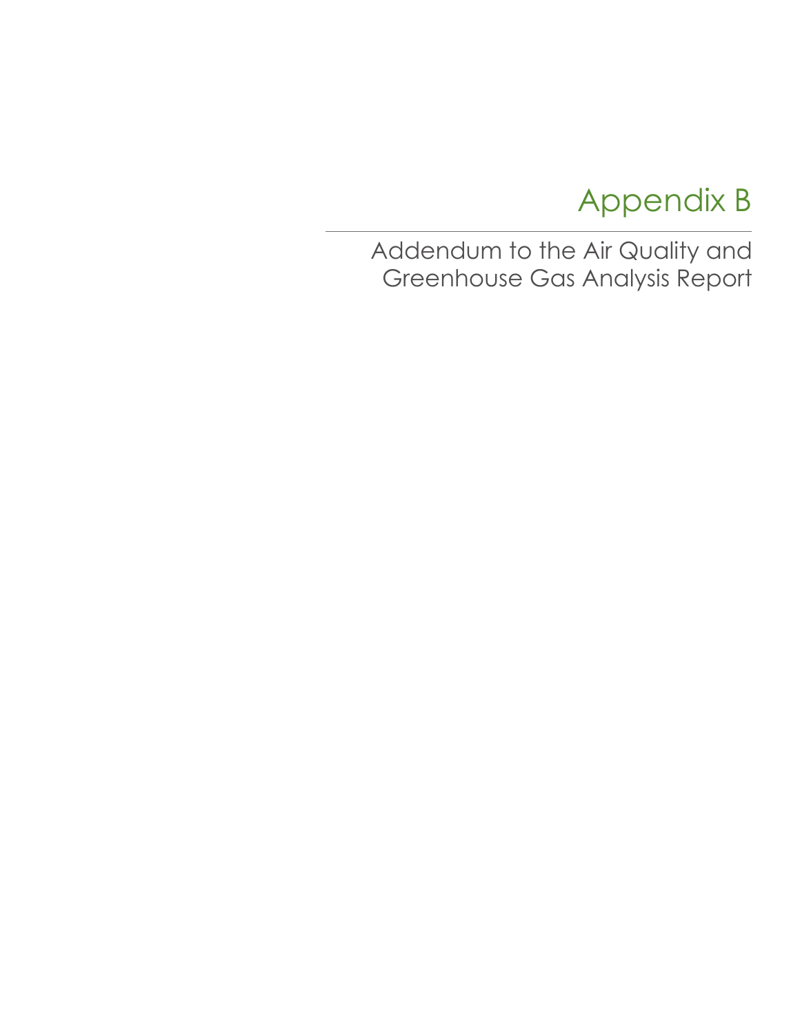# Appendix B

## Addendum to the Air Quality and Greenhouse Gas Analysis Report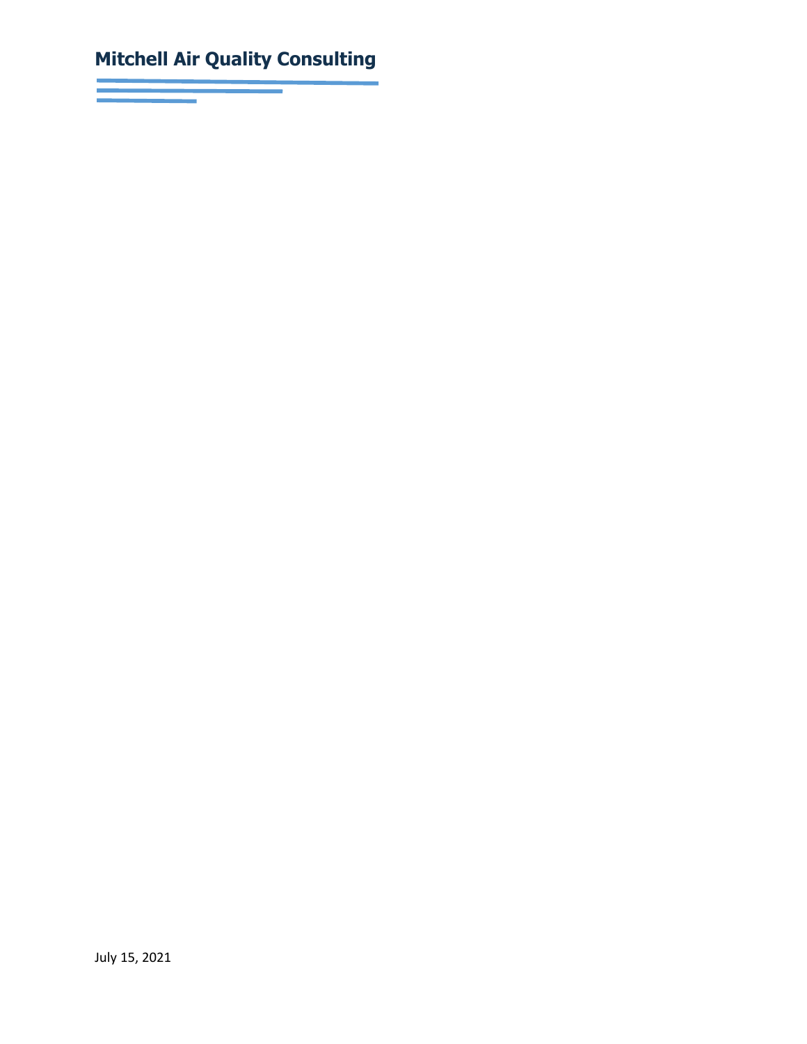# Mitchell Air Quality Consulting

July 15, 2021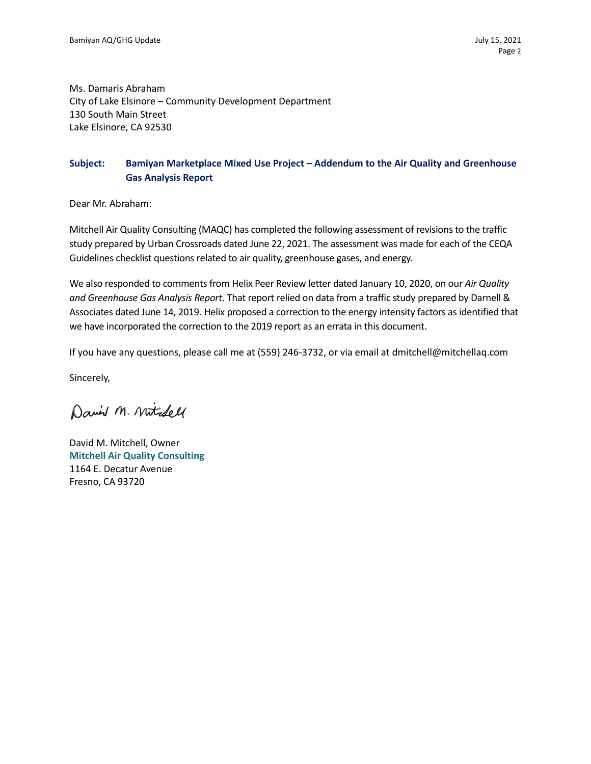Ms. Damaris Abraham
City of Lake Elsinore – Community Development Department
130 South Main Street
Lake Elsinore, CA 92530

**Subject: Bamiyan Marketplace Mixed Use Project – Addendum to the Air Quality and Greenhouse Gas Analysis Report**

Dear Mr. Abraham:

Mitchell Air Quality Consulting (MAQC) has completed the following assessment of revisions to the traffic study prepared by Urban Crossroads dated June 22, 2021. The assessment was made for each of the CEQA Guidelines checklist questions related to air quality, greenhouse gases, and energy.

We also responded to comments from Helix Peer Review letter dated January 10, 2020, on our *Air Quality and Greenhouse Gas Analysis Report*. That report relied on data from a traffic study prepared by Darnell & Associates dated June 14, 2019. Helix proposed a correction to the energy intensity factors as identified that we have incorporated the correction to the 2019 report as an errata in this document.

If you have any questions, please call me at (559) 246-3732, or via email at dmitchell@mitchellaq.com

Sincerely,

David M. Mitchell

David M. Mitchell, Owner
**Mitchell Air Quality Consulting**
1164 E. Decatur Avenue
Fresno, CA 93720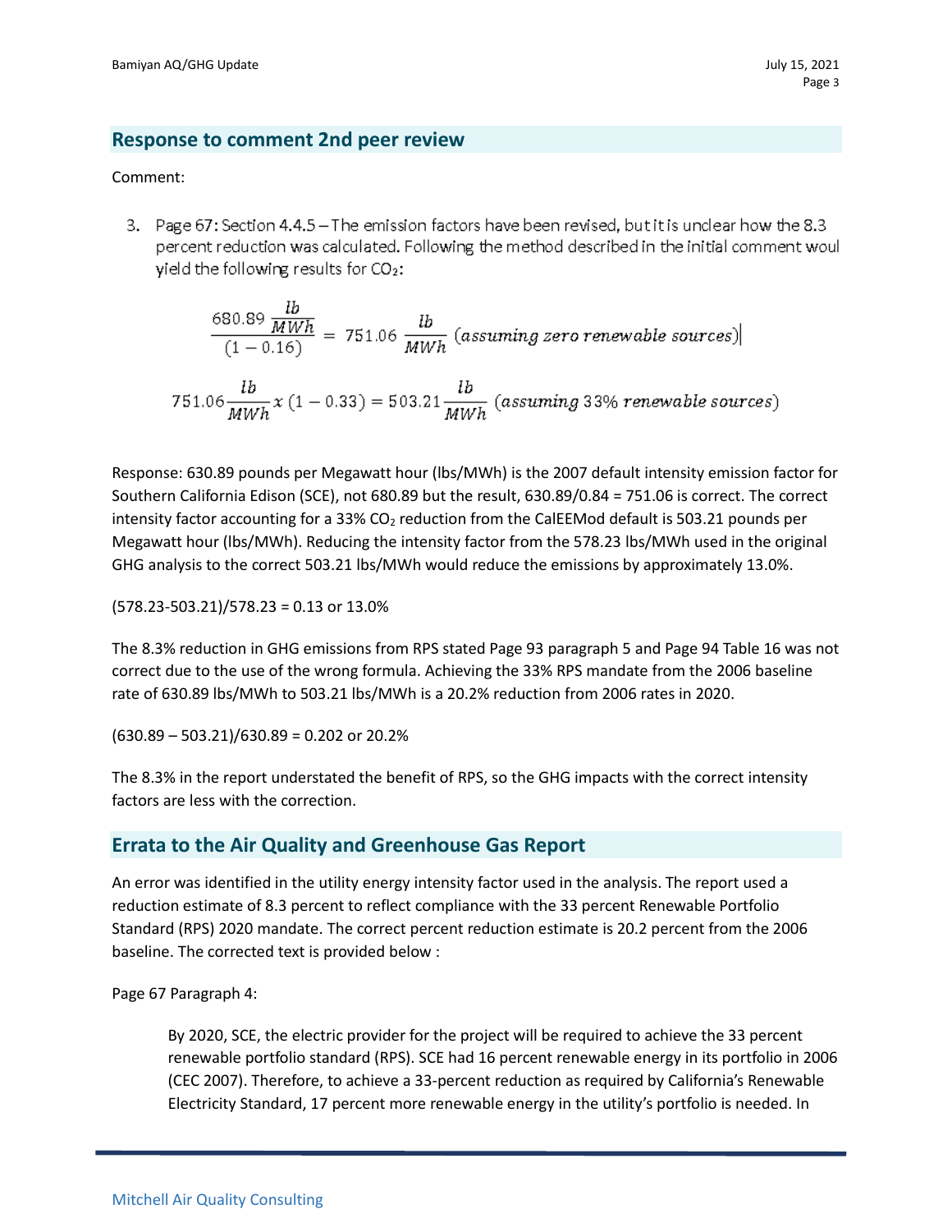## Response to comment 2nd peer review

Comment:

3. Page 67: Section 4.4.5 – The emission factors have been revised, but it is unclear how the 8.3 percent reduction was calculated. Following the method described in the initial comment woul yield the following results for $CO_2$:

$$\frac{680.89\ \frac{lb}{MWh}}{(1-0.16)} = 751.06\ \frac{lb}{MWh}\ (assuming\ zero\ renewable\ sources)$$

$$751.06\frac{lb}{MWh}x\ (1-0.33) = 503.21\frac{lb}{MWh}\ (assuming\ 33\%\ renewable\ sources)$$

Response: 630.89 pounds per Megawatt hour (lbs/MWh) is the 2007 default intensity emission factor for Southern California Edison (SCE), not 680.89 but the result, 630.89/0.84 = 751.06 is correct. The correct intensity factor accounting for a 33% $CO_2$ reduction from the CalEEMod default is 503.21 pounds per Megawatt hour (lbs/MWh). Reducing the intensity factor from the 578.23 lbs/MWh used in the original GHG analysis to the correct 503.21 lbs/MWh would reduce the emissions by approximately 13.0%.

(578.23-503.21)/578.23 = 0.13 or 13.0%

The 8.3% reduction in GHG emissions from RPS stated Page 93 paragraph 5 and Page 94 Table 16 was not correct due to the use of the wrong formula. Achieving the 33% RPS mandate from the 2006 baseline rate of 630.89 lbs/MWh to 503.21 lbs/MWh is a 20.2% reduction from 2006 rates in 2020.

(630.89 – 503.21)/630.89 = 0.202 or 20.2%

The 8.3% in the report understated the benefit of RPS, so the GHG impacts with the correct intensity factors are less with the correction.

## Errata to the Air Quality and Greenhouse Gas Report

An error was identified in the utility energy intensity factor used in the analysis. The report used a reduction estimate of 8.3 percent to reflect compliance with the 33 percent Renewable Portfolio Standard (RPS) 2020 mandate. The correct percent reduction estimate is 20.2 percent from the 2006 baseline. The corrected text is provided below :

Page 67 Paragraph 4:

> By 2020, SCE, the electric provider for the project will be required to achieve the 33 percent renewable portfolio standard (RPS). SCE had 16 percent renewable energy in its portfolio in 2006 (CEC 2007). Therefore, to achieve a 33-percent reduction as required by California's Renewable Electricity Standard, 17 percent more renewable energy in the utility's portfolio is needed. In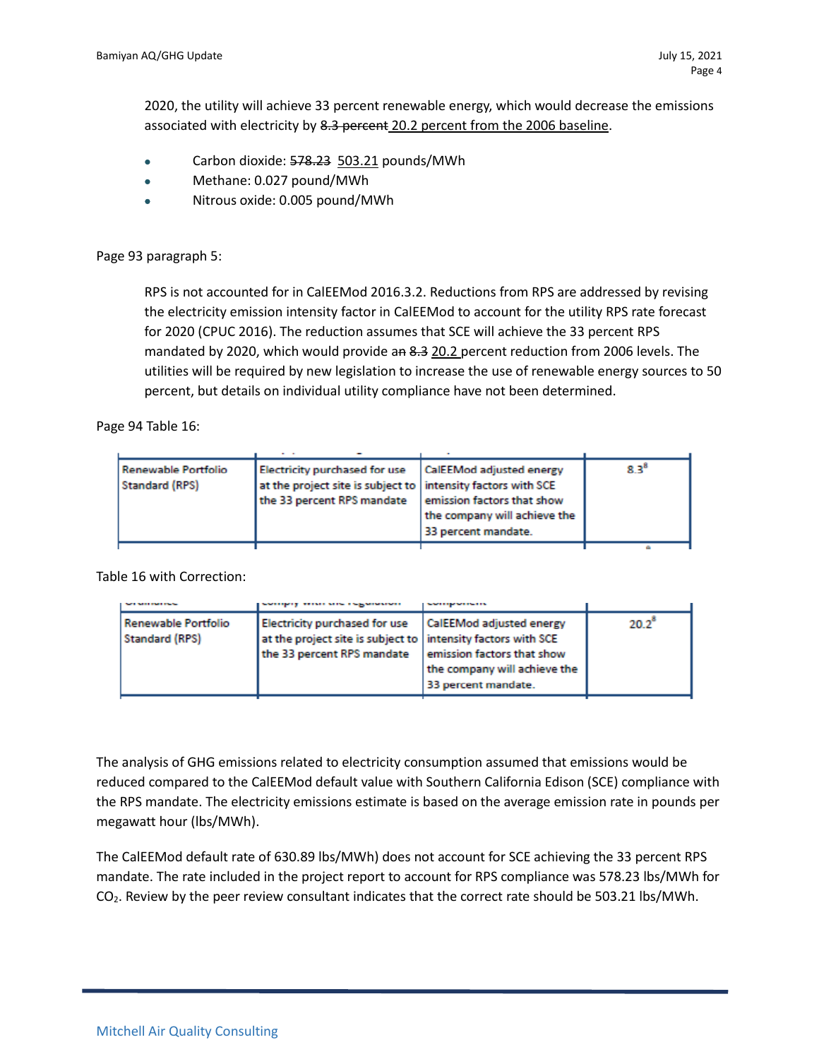2020, the utility will achieve 33 percent renewable energy, which would decrease the emissions associated with electricity by ~~8.3 percent~~ <u>20.2 percent from the 2006 baseline</u>.

- Carbon dioxide: ~~578.23~~ <u>503.21</u> pounds/MWh
- Methane: 0.027 pound/MWh
- Nitrous oxide: 0.005 pound/MWh

Page 93 paragraph 5:

> RPS is not accounted for in CalEEMod 2016.3.2. Reductions from RPS are addressed by revising the electricity emission intensity factor in CalEEMod to account for the utility RPS rate forecast for 2020 (CPUC 2016). The reduction assumes that SCE will achieve the 33 percent RPS mandated by 2020, which would provide a~~n~~ ~~8.3~~ <u>20.2</u> percent reduction from 2006 levels. The utilities will be required by new legislation to increase the use of renewable energy sources to 50 percent, but details on individual utility compliance have not been determined.

Page 94 Table 16:

| | | | |
|---|---|---|---|
| Renewable Portfolio Standard (RPS) | Electricity purchased for use at the project site is subject to the 33 percent RPS mandate | CalEEMod adjusted energy intensity factors with SCE emission factors that show the company will achieve the 33 percent mandate. | 8.3[8] |

Table 16 with Correction:

| | | | |
|---|---|---|---|
| Renewable Portfolio Standard (RPS) | Electricity purchased for use at the project site is subject to the 33 percent RPS mandate | CalEEMod adjusted energy intensity factors with SCE emission factors that show the company will achieve the 33 percent mandate. | 20.2[8] |

The analysis of GHG emissions related to electricity consumption assumed that emissions would be reduced compared to the CalEEMod default value with Southern California Edison (SCE) compliance with the RPS mandate. The electricity emissions estimate is based on the average emission rate in pounds per megawatt hour (lbs/MWh).

The CalEEMod default rate of 630.89 lbs/MWh) does not account for SCE achieving the 33 percent RPS mandate. The rate included in the project report to account for RPS compliance was 578.23 lbs/MWh for $CO_2$. Review by the peer review consultant indicates that the correct rate should be 503.21 lbs/MWh.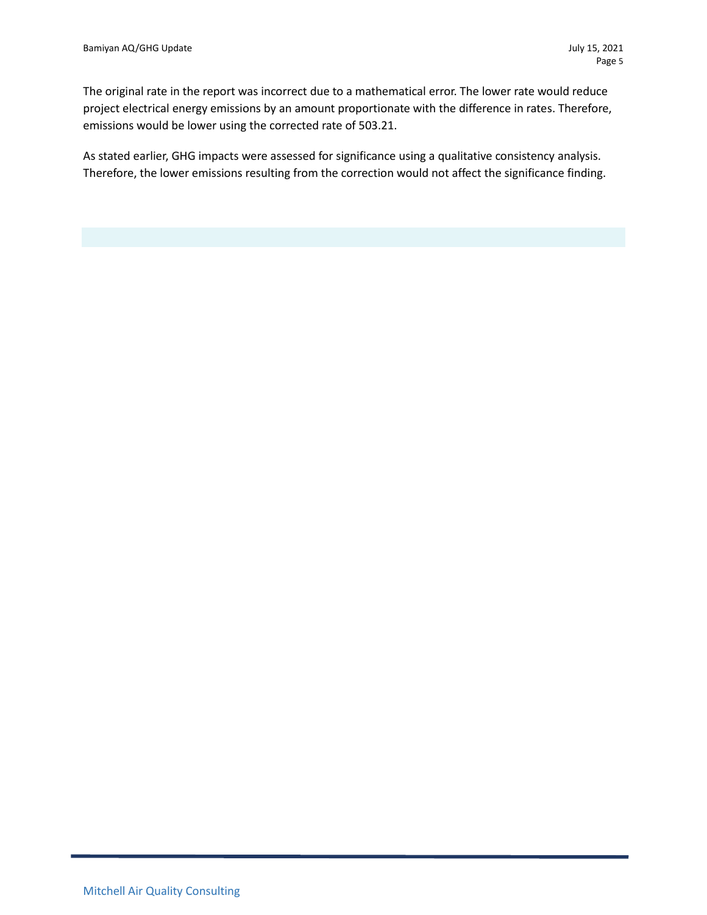The original rate in the report was incorrect due to a mathematical error. The lower rate would reduce project electrical energy emissions by an amount proportionate with the difference in rates. Therefore, emissions would be lower using the corrected rate of 503.21.

As stated earlier, GHG impacts were assessed for significance using a qualitative consistency analysis. Therefore, the lower emissions resulting from the correction would not affect the significance finding.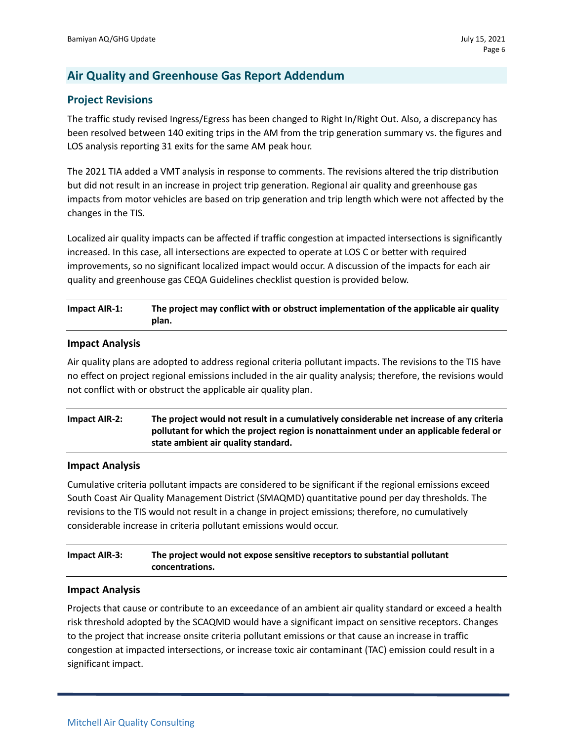## Air Quality and Greenhouse Gas Report Addendum

### Project Revisions

The traffic study revised Ingress/Egress has been changed to Right In/Right Out. Also, a discrepancy has been resolved between 140 exiting trips in the AM from the trip generation summary vs. the figures and LOS analysis reporting 31 exits for the same AM peak hour.

The 2021 TIA added a VMT analysis in response to comments. The revisions altered the trip distribution but did not result in an increase in project trip generation. Regional air quality and greenhouse gas impacts from motor vehicles are based on trip generation and trip length which were not affected by the changes in the TIS.

Localized air quality impacts can be affected if traffic congestion at impacted intersections is significantly increased. In this case, all intersections are expected to operate at LOS C or better with required improvements, so no significant localized impact would occur. A discussion of the impacts for each air quality and greenhouse gas CEQA Guidelines checklist question is provided below.

| **Impact AIR-1:** | **The project may conflict with or obstruct implementation of the applicable air quality plan.** |
|---|---|

#### Impact Analysis

Air quality plans are adopted to address regional criteria pollutant impacts. The revisions to the TIS have no effect on project regional emissions included in the air quality analysis; therefore, the revisions would not conflict with or obstruct the applicable air quality plan.

| **Impact AIR-2:** | **The project would not result in a cumulatively considerable net increase of any criteria pollutant for which the project region is nonattainment under an applicable federal or state ambient air quality standard.** |
|---|---|

#### Impact Analysis

Cumulative criteria pollutant impacts are considered to be significant if the regional emissions exceed South Coast Air Quality Management District (SMAQMD) quantitative pound per day thresholds. The revisions to the TIS would not result in a change in project emissions; therefore, no cumulatively considerable increase in criteria pollutant emissions would occur.

| **Impact AIR-3:** | **The project would not expose sensitive receptors to substantial pollutant concentrations.** |
|---|---|

#### Impact Analysis

Projects that cause or contribute to an exceedance of an ambient air quality standard or exceed a health risk threshold adopted by the SCAQMD would have a significant impact on sensitive receptors. Changes to the project that increase onsite criteria pollutant emissions or that cause an increase in traffic congestion at impacted intersections, or increase toxic air contaminant (TAC) emission could result in a significant impact.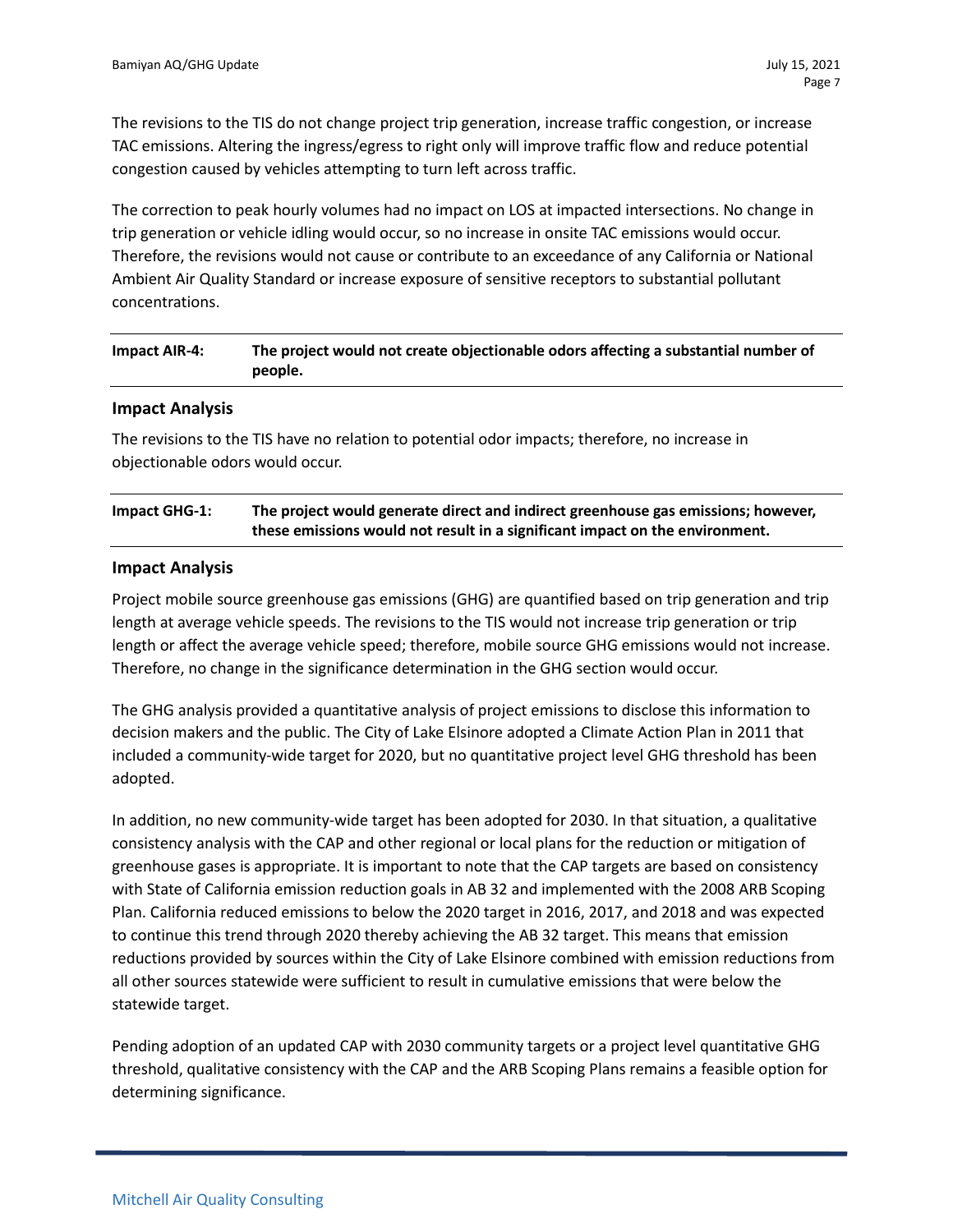The revisions to the TIS do not change project trip generation, increase traffic congestion, or increase TAC emissions. Altering the ingress/egress to right only will improve traffic flow and reduce potential congestion caused by vehicles attempting to turn left across traffic.

The correction to peak hourly volumes had no impact on LOS at impacted intersections. No change in trip generation or vehicle idling would occur, so no increase in onsite TAC emissions would occur. Therefore, the revisions would not cause or contribute to an exceedance of any California or National Ambient Air Quality Standard or increase exposure of sensitive receptors to substantial pollutant concentrations.

| **Impact AIR-4:** | **The project would not create objectionable odors affecting a substantial number of people.** |
|---|---|

### Impact Analysis

The revisions to the TIS have no relation to potential odor impacts; therefore, no increase in objectionable odors would occur.

| **Impact GHG-1:** | **The project would generate direct and indirect greenhouse gas emissions; however, these emissions would not result in a significant impact on the environment.** |
|---|---|

### Impact Analysis

Project mobile source greenhouse gas emissions (GHG) are quantified based on trip generation and trip length at average vehicle speeds. The revisions to the TIS would not increase trip generation or trip length or affect the average vehicle speed; therefore, mobile source GHG emissions would not increase. Therefore, no change in the significance determination in the GHG section would occur.

The GHG analysis provided a quantitative analysis of project emissions to disclose this information to decision makers and the public. The City of Lake Elsinore adopted a Climate Action Plan in 2011 that included a community-wide target for 2020, but no quantitative project level GHG threshold has been adopted.

In addition, no new community-wide target has been adopted for 2030. In that situation, a qualitative consistency analysis with the CAP and other regional or local plans for the reduction or mitigation of greenhouse gases is appropriate. It is important to note that the CAP targets are based on consistency with State of California emission reduction goals in AB 32 and implemented with the 2008 ARB Scoping Plan. California reduced emissions to below the 2020 target in 2016, 2017, and 2018 and was expected to continue this trend through 2020 thereby achieving the AB 32 target. This means that emission reductions provided by sources within the City of Lake Elsinore combined with emission reductions from all other sources statewide were sufficient to result in cumulative emissions that were below the statewide target.

Pending adoption of an updated CAP with 2030 community targets or a project level quantitative GHG threshold, qualitative consistency with the CAP and the ARB Scoping Plans remains a feasible option for determining significance.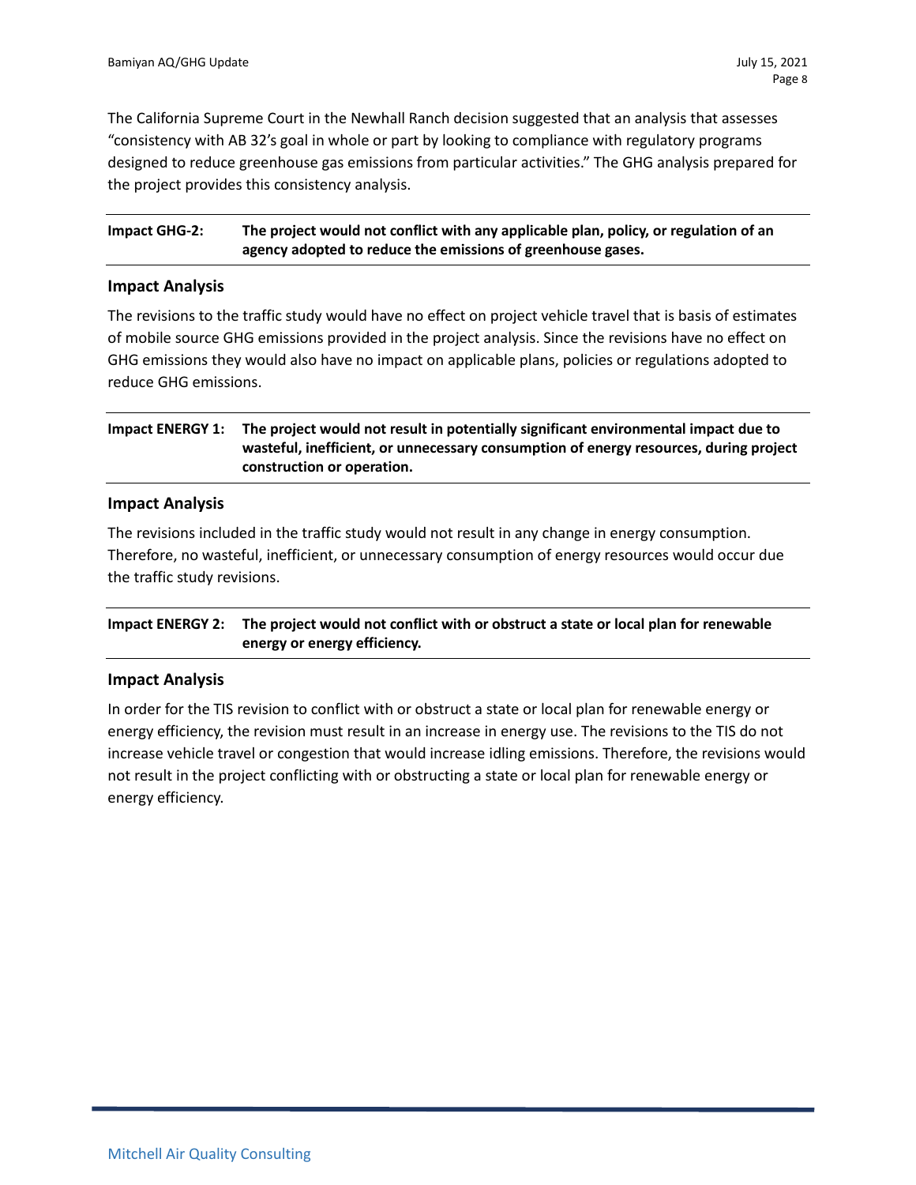The California Supreme Court in the Newhall Ranch decision suggested that an analysis that assesses "consistency with AB 32's goal in whole or part by looking to compliance with regulatory programs designed to reduce greenhouse gas emissions from particular activities." The GHG analysis prepared for the project provides this consistency analysis.

| | |
|---|---|
| **Impact GHG-2:** | **The project would not conflict with any applicable plan, policy, or regulation of an agency adopted to reduce the emissions of greenhouse gases.** |

### Impact Analysis

The revisions to the traffic study would have no effect on project vehicle travel that is basis of estimates of mobile source GHG emissions provided in the project analysis. Since the revisions have no effect on GHG emissions they would also have no impact on applicable plans, policies or regulations adopted to reduce GHG emissions.

| | |
|---|---|
| **Impact ENERGY 1:** | **The project would not result in potentially significant environmental impact due to wasteful, inefficient, or unnecessary consumption of energy resources, during project construction or operation.** |

### Impact Analysis

The revisions included in the traffic study would not result in any change in energy consumption. Therefore, no wasteful, inefficient, or unnecessary consumption of energy resources would occur due the traffic study revisions.

| | |
|---|---|
| **Impact ENERGY 2:** | **The project would not conflict with or obstruct a state or local plan for renewable energy or energy efficiency.** |

### Impact Analysis

In order for the TIS revision to conflict with or obstruct a state or local plan for renewable energy or energy efficiency, the revision must result in an increase in energy use. The revisions to the TIS do not increase vehicle travel or congestion that would increase idling emissions. Therefore, the revisions would not result in the project conflicting with or obstructing a state or local plan for renewable energy or energy efficiency.